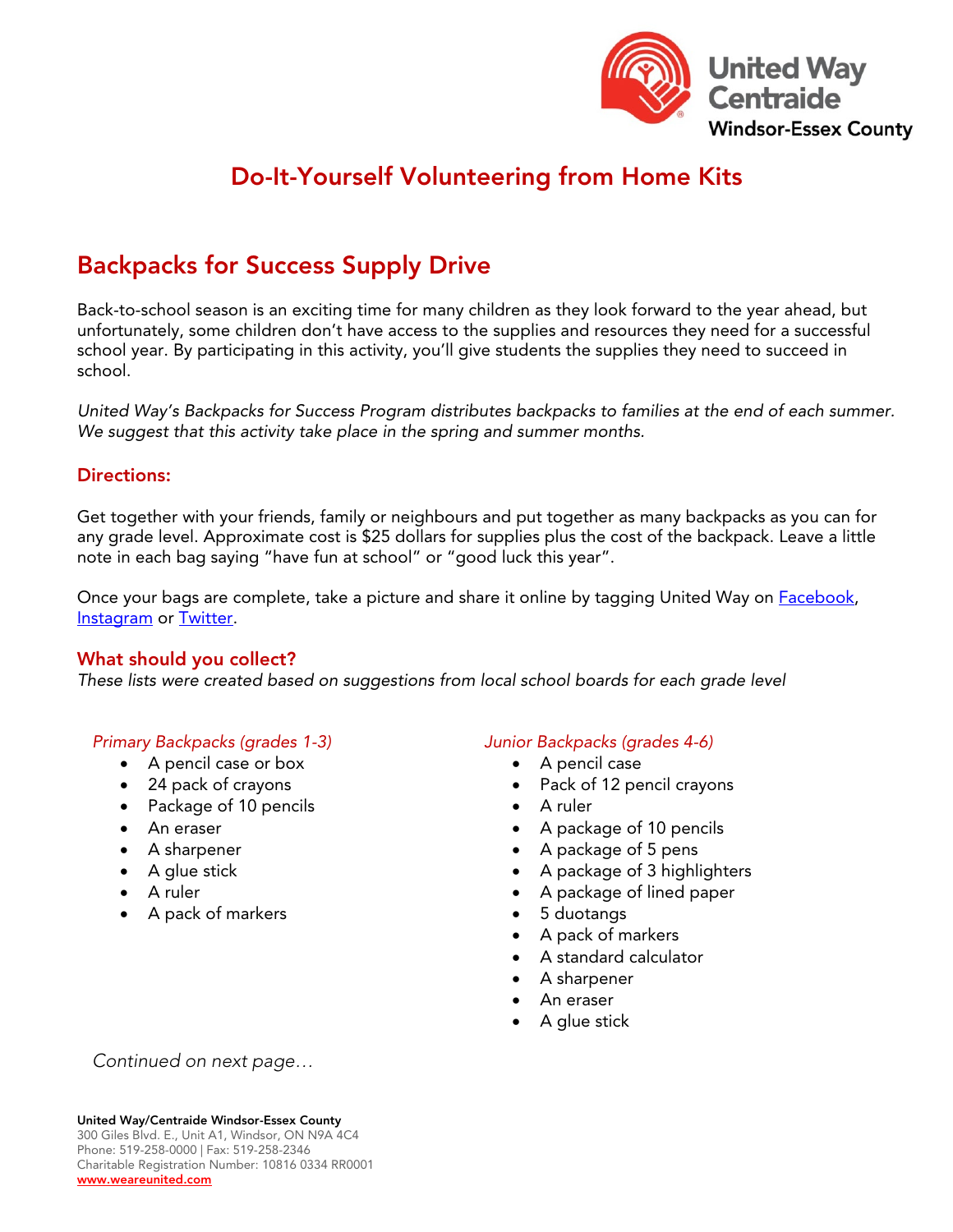United Way Centraide Windsor-Essex County

# Do-It-Yourself Volunteering from Home Kits

## Backpacks for Success Supply Drive

Back-to-school season is an exciting time for many children as they look forward to the year ahead, but unfortunately, some children don't have access to the supplies and resources they need for a successful school year. By participating in this activity, you'll give students the supplies they need to succeed in school.

*United Way's Backpacks for Success Program distributes backpacks to families at the end of each summer. We suggest that this activity take place in the spring and summer months.*

### Directions:

Get together with your friends, family or neighbours and put together as many backpacks as you can for any grade level. Approximate cost is $25 dollars for supplies plus the cost of the backpack. Leave a little note in each bag saying "have fun at school" or "good luck this year".

Once your bags are complete, take a picture and share it online by tagging United Way on [Facebook](), [Instagram]() or [Twitter]().

### What should you collect?

*These lists were created based on suggestions from local school boards for each grade level*

*Primary Backpacks (grades 1-3)*

- A pencil case or box
- 24 pack of crayons
- Package of 10 pencils
- An eraser
- A sharpener
- A glue stick
- A ruler
- A pack of markers

*Junior Backpacks (grades 4-6)*

- A pencil case
- Pack of 12 pencil crayons
- A ruler
- A package of 10 pencils
- A package of 5 pens
- A package of 3 highlighters
- A package of lined paper
- 5 duotangs
- A pack of markers
- A standard calculator
- A sharpener
- An eraser
- A glue stick

*Continued on next page…*

**United Way/Centraide Windsor-Essex County**
300 Giles Blvd. E., Unit A1, Windsor, ON N9A 4C4
Phone: 519-258-0000 | Fax: 519-258-2346
Charitable Registration Number: 10816 0334 RR0001
[www.weareunited.com]()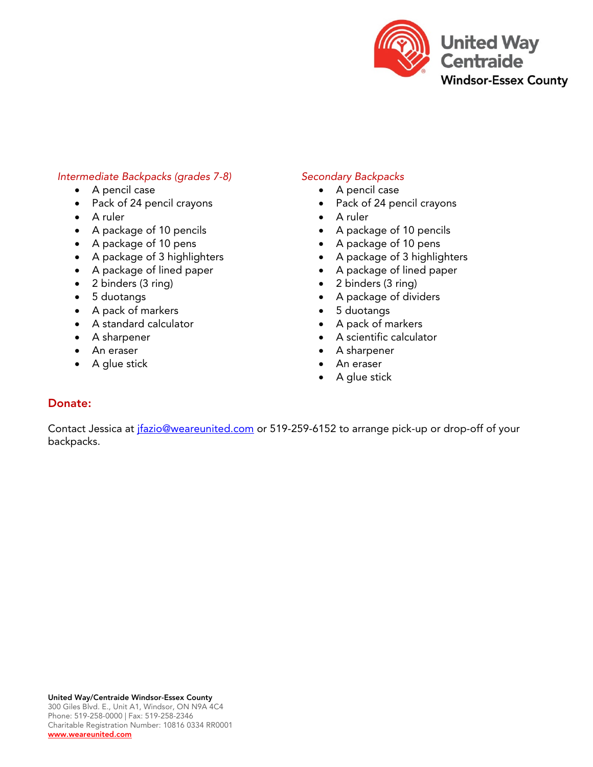*Intermediate Backpacks (grades 7-8)*

- A pencil case
- Pack of 24 pencil crayons
- A ruler
- A package of 10 pencils
- A package of 10 pens
- A package of 3 highlighters
- A package of lined paper
- 2 binders (3 ring)
- 5 duotangs
- A pack of markers
- A standard calculator
- A sharpener
- An eraser
- A glue stick

*Secondary Backpacks*

- A pencil case
- Pack of 24 pencil crayons
- A ruler
- A package of 10 pencils
- A package of 10 pens
- A package of 3 highlighters
- A package of lined paper
- 2 binders (3 ring)
- A package of dividers
- 5 duotangs
- A pack of markers
- A scientific calculator
- A sharpener
- An eraser
- A glue stick

## Donate:

Contact Jessica at [jfazio@weareunited.com](mailto:jfazio@weareunited.com) or 519-259-6152 to arrange pick-up or drop-off of your backpacks.

**United Way/Centraide Windsor-Essex County**
300 Giles Blvd. E., Unit A1, Windsor, ON N9A 4C4
Phone: 519-258-0000 | Fax: 519-258-2346
Charitable Registration Number: 10816 0334 RR0001
**[www.weareunited.com](http://www.weareunited.com)**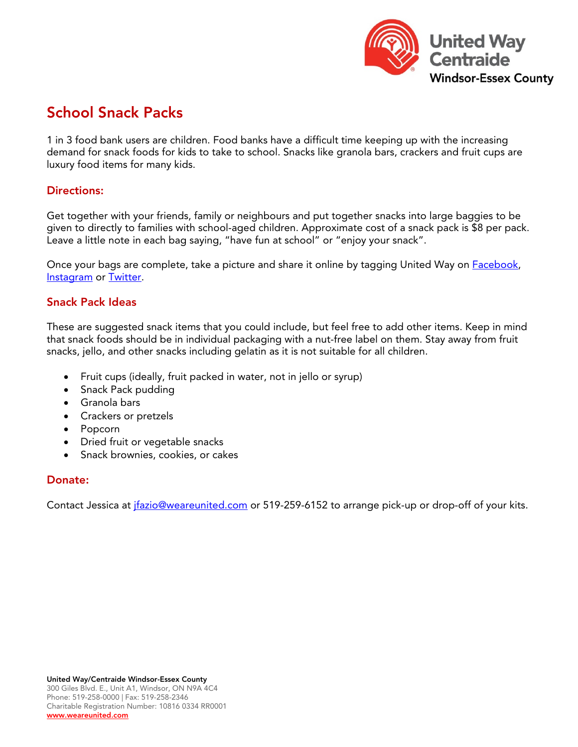United Way Centraide Windsor-Essex County

## School Snack Packs

1 in 3 food bank users are children. Food banks have a difficult time keeping up with the increasing demand for snack foods for kids to take to school. Snacks like granola bars, crackers and fruit cups are luxury food items for many kids.

### Directions:

Get together with your friends, family or neighbours and put together snacks into large baggies to be given to directly to families with school-aged children. Approximate cost of a snack pack is $8 per pack. Leave a little note in each bag saying, "have fun at school" or "enjoy your snack".

Once your bags are complete, take a picture and share it online by tagging United Way on Facebook, Instagram or Twitter.

### Snack Pack Ideas

These are suggested snack items that you could include, but feel free to add other items. Keep in mind that snack foods should be in individual packaging with a nut-free label on them. Stay away from fruit snacks, jello, and other snacks including gelatin as it is not suitable for all children.

- Fruit cups (ideally, fruit packed in water, not in jello or syrup)
- Snack Pack pudding
- Granola bars
- Crackers or pretzels
- Popcorn
- Dried fruit or vegetable snacks
- Snack brownies, cookies, or cakes

### Donate:

Contact Jessica at jfazio@weareunited.com or 519-259-6152 to arrange pick-up or drop-off of your kits.

**United Way/Centraide Windsor-Essex County**
300 Giles Blvd. E., Unit A1, Windsor, ON N9A 4C4
Phone: 519-258-0000 | Fax: 519-258-2346
Charitable Registration Number: 10816 0334 RR0001
www.weareunited.com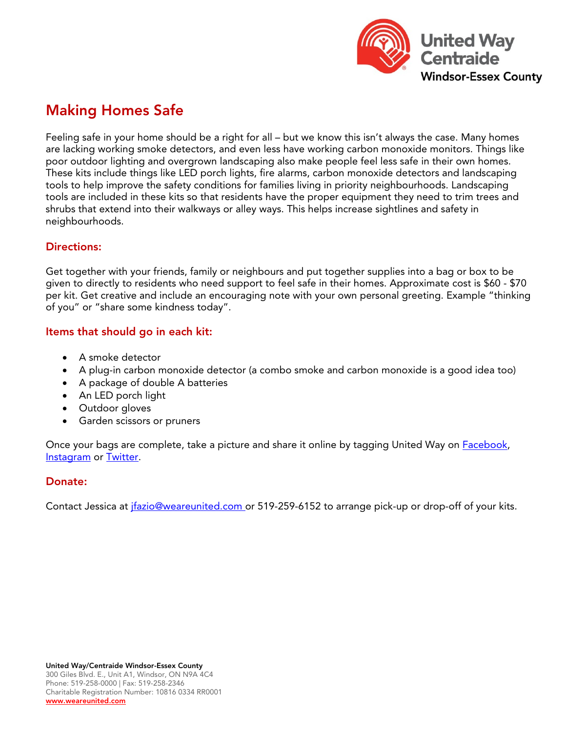# Making Homes Safe

Feeling safe in your home should be a right for all – but we know this isn't always the case. Many homes are lacking working smoke detectors, and even less have working carbon monoxide monitors. Things like poor outdoor lighting and overgrown landscaping also make people feel less safe in their own homes. These kits include things like LED porch lights, fire alarms, carbon monoxide detectors and landscaping tools to help improve the safety conditions for families living in priority neighbourhoods. Landscaping tools are included in these kits so that residents have the proper equipment they need to trim trees and shrubs that extend into their walkways or alley ways. This helps increase sightlines and safety in neighbourhoods.

## Directions:

Get together with your friends, family or neighbours and put together supplies into a bag or box to be given to directly to residents who need support to feel safe in their homes. Approximate cost is $60 - $70 per kit. Get creative and include an encouraging note with your own personal greeting. Example "thinking of you" or "share some kindness today".

## Items that should go in each kit:

- A smoke detector
- A plug-in carbon monoxide detector (a combo smoke and carbon monoxide is a good idea too)
- A package of double A batteries
- An LED porch light
- Outdoor gloves
- Garden scissors or pruners

Once your bags are complete, take a picture and share it online by tagging United Way on Facebook, Instagram or Twitter.

## Donate:

Contact Jessica at jfazio@weareunited.com or 519-259-6152 to arrange pick-up or drop-off of your kits.

**United Way/Centraide Windsor-Essex County**
300 Giles Blvd. E., Unit A1, Windsor, ON N9A 4C4
Phone: 519-258-0000 | Fax: 519-258-2346
Charitable Registration Number: 10816 0334 RR0001
www.weareunited.com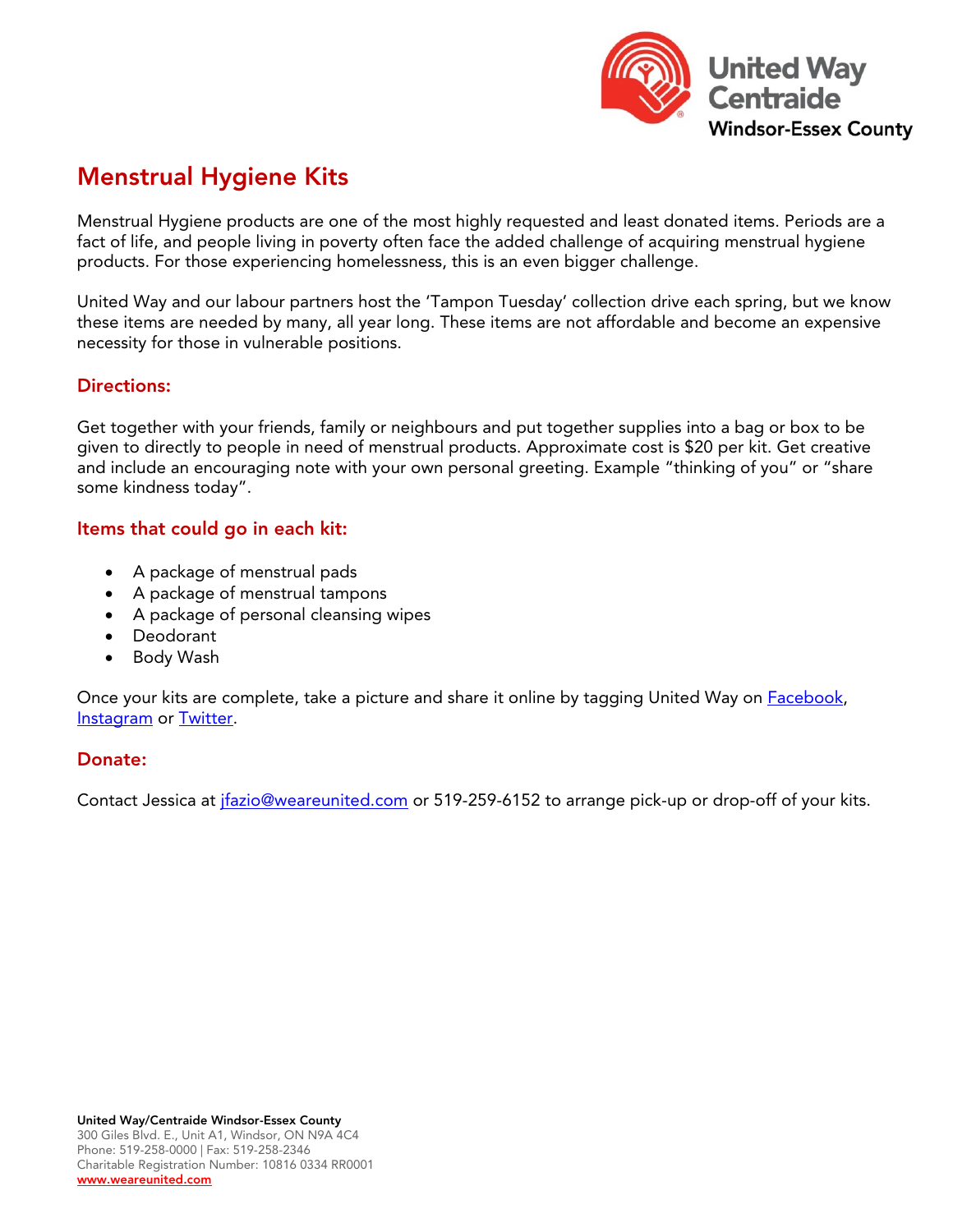# Menstrual Hygiene Kits

Menstrual Hygiene products are one of the most highly requested and least donated items. Periods are a fact of life, and people living in poverty often face the added challenge of acquiring menstrual hygiene products. For those experiencing homelessness, this is an even bigger challenge.

United Way and our labour partners host the 'Tampon Tuesday' collection drive each spring, but we know these items are needed by many, all year long. These items are not affordable and become an expensive necessity for those in vulnerable positions.

## Directions:

Get together with your friends, family or neighbours and put together supplies into a bag or box to be given to directly to people in need of menstrual products. Approximate cost is $20 per kit. Get creative and include an encouraging note with your own personal greeting. Example "thinking of you" or "share some kindness today".

## Items that could go in each kit:

- A package of menstrual pads
- A package of menstrual tampons
- A package of personal cleansing wipes
- Deodorant
- Body Wash

Once your kits are complete, take a picture and share it online by tagging United Way on Facebook, Instagram or Twitter.

## Donate:

Contact Jessica at jfazio@weareunited.com or 519-259-6152 to arrange pick-up or drop-off of your kits.

**United Way/Centraide Windsor-Essex County**
300 Giles Blvd. E., Unit A1, Windsor, ON N9A 4C4
Phone: 519-258-0000 | Fax: 519-258-2346
Charitable Registration Number: 10816 0334 RR0001
www.weareunited.com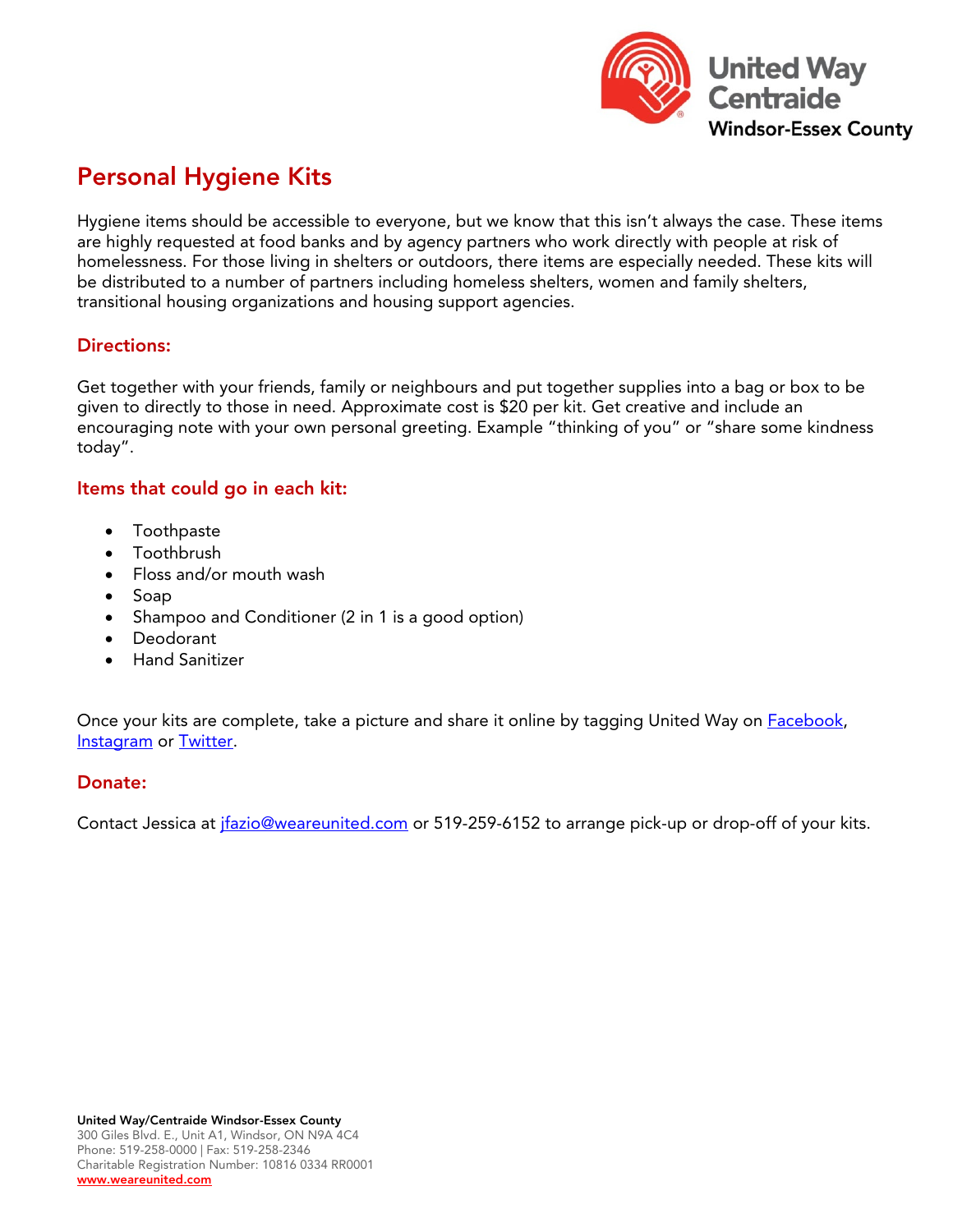United Way Centraide Windsor-Essex County

# Personal Hygiene Kits

Hygiene items should be accessible to everyone, but we know that this isn't always the case. These items are highly requested at food banks and by agency partners who work directly with people at risk of homelessness. For those living in shelters or outdoors, there items are especially needed. These kits will be distributed to a number of partners including homeless shelters, women and family shelters, transitional housing organizations and housing support agencies.

## Directions:

Get together with your friends, family or neighbours and put together supplies into a bag or box to be given to directly to those in need. Approximate cost is $20 per kit. Get creative and include an encouraging note with your own personal greeting. Example "thinking of you" or "share some kindness today".

## Items that could go in each kit:

- Toothpaste
- Toothbrush
- Floss and/or mouth wash
- Soap
- Shampoo and Conditioner (2 in 1 is a good option)
- Deodorant
- Hand Sanitizer

Once your kits are complete, take a picture and share it online by tagging United Way on Facebook, Instagram or Twitter.

## Donate:

Contact Jessica at jfazio@weareunited.com or 519-259-6152 to arrange pick-up or drop-off of your kits.

**United Way/Centraide Windsor-Essex County**
300 Giles Blvd. E., Unit A1, Windsor, ON N9A 4C4
Phone: 519-258-0000 | Fax: 519-258-2346
Charitable Registration Number: 10816 0334 RR0001
www.weareunited.com